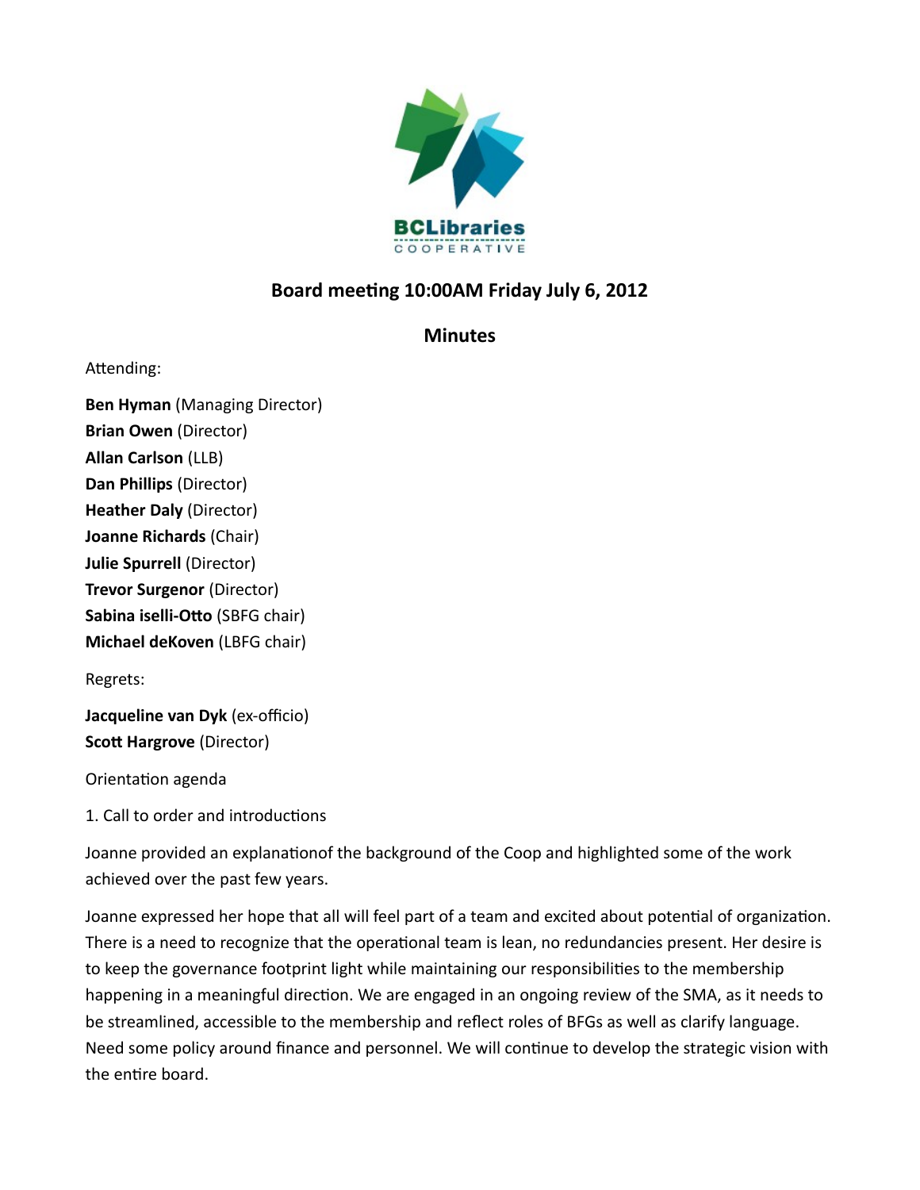BCLibraries COOPERATIVE

## Board meeting 10:00AM Friday July 6, 2012

### Minutes

Attending:

**Ben Hyman** (Managing Director)
**Brian Owen** (Director)
**Allan Carlson** (LLB)
**Dan Phillips** (Director)
**Heather Daly** (Director)
**Joanne Richards** (Chair)
**Julie Spurrell** (Director)
**Trevor Surgenor** (Director)
**Sabina iselli-Otto** (SBFG chair)
**Michael deKoven** (LBFG chair)

Regrets:

**Jacqueline van Dyk** (ex-officio)
**Scott Hargrove** (Director)

Orientation agenda

1. Call to order and introductions

Joanne provided an explanationof the background of the Coop and highlighted some of the work achieved over the past few years.

Joanne expressed her hope that all will feel part of a team and excited about potential of organization. There is a need to recognize that the operational team is lean, no redundancies present. Her desire is to keep the governance footprint light while maintaining our responsibilities to the membership happening in a meaningful direction. We are engaged in an ongoing review of the SMA, as it needs to be streamlined, accessible to the membership and reflect roles of BFGs as well as clarify language. Need some policy around finance and personnel. We will continue to develop the strategic vision with the entire board.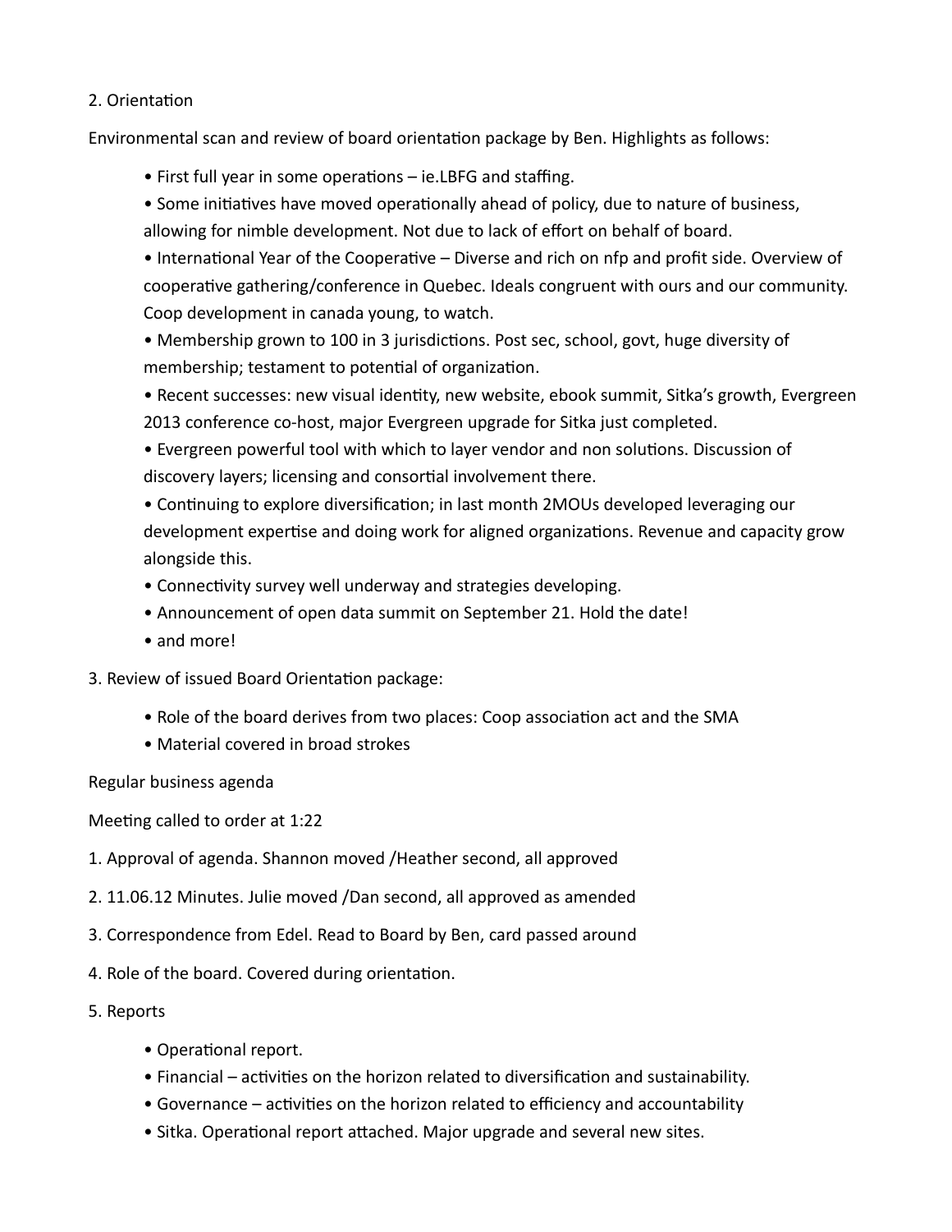2. Orientation

Environmental scan and review of board orientation package by Ben. Highlights as follows:

- First full year in some operations – ie.LBFG and staffing.
- Some initiatives have moved operationally ahead of policy, due to nature of business, allowing for nimble development. Not due to lack of effort on behalf of board.
- International Year of the Cooperative – Diverse and rich on nfp and profit side. Overview of cooperative gathering/conference in Quebec. Ideals congruent with ours and our community. Coop development in canada young, to watch.
- Membership grown to 100 in 3 jurisdictions. Post sec, school, govt, huge diversity of membership; testament to potential of organization.
- Recent successes: new visual identity, new website, ebook summit, Sitka's growth, Evergreen 2013 conference co-host, major Evergreen upgrade for Sitka just completed.
- Evergreen powerful tool with which to layer vendor and non solutions. Discussion of discovery layers; licensing and consortial involvement there.
- Continuing to explore diversification; in last month 2MOUs developed leveraging our development expertise and doing work for aligned organizations. Revenue and capacity grow alongside this.
- Connectivity survey well underway and strategies developing.
- Announcement of open data summit on September 21. Hold the date!
- and more!

3. Review of issued Board Orientation package:

- Role of the board derives from two places: Coop association act and the SMA
- Material covered in broad strokes

Regular business agenda

Meeting called to order at 1:22

1. Approval of agenda. Shannon moved /Heather second, all approved
2. 11.06.12 Minutes. Julie moved /Dan second, all approved as amended
3. Correspondence from Edel. Read to Board by Ben, card passed around
4. Role of the board. Covered during orientation.
5. Reports
   - Operational report.
   - Financial – activities on the horizon related to diversification and sustainability.
   - Governance – activities on the horizon related to efficiency and accountability
   - Sitka. Operational report attached. Major upgrade and several new sites.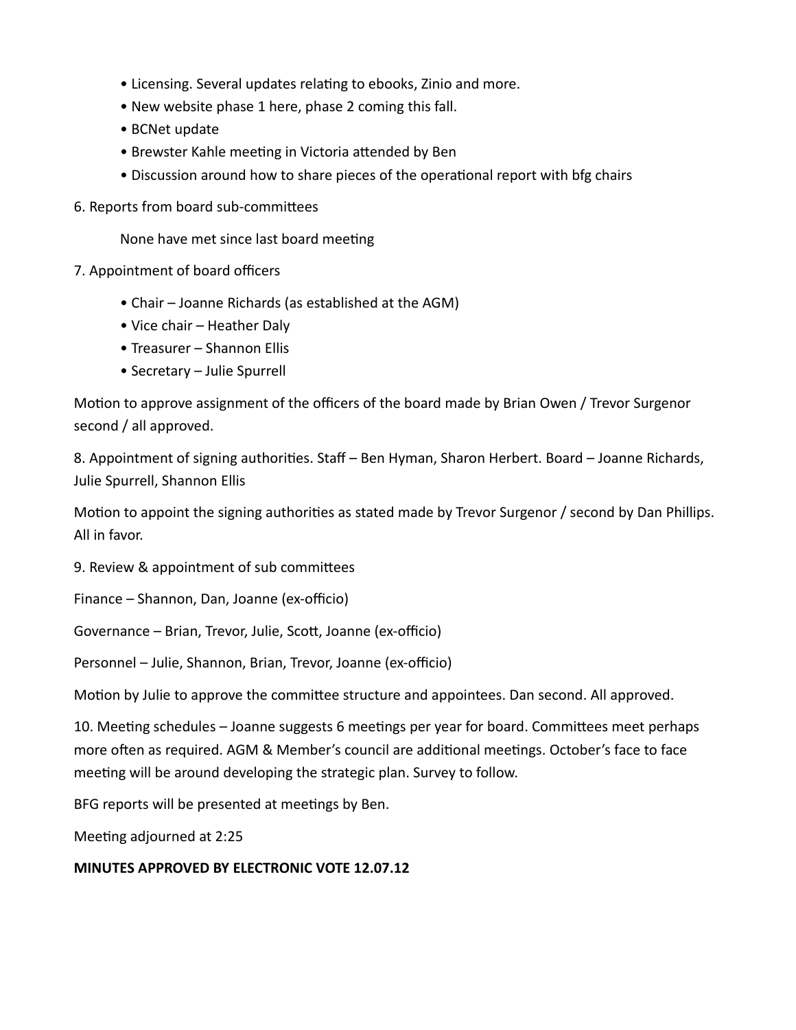- Licensing. Several updates relating to ebooks, Zinio and more.
- New website phase 1 here, phase 2 coming this fall.
- BCNet update
- Brewster Kahle meeting in Victoria attended by Ben
- Discussion around how to share pieces of the operational report with bfg chairs

6. Reports from board sub-committees

   None have met since last board meeting

7. Appointment of board officers

   - Chair – Joanne Richards (as established at the AGM)
   - Vice chair – Heather Daly
   - Treasurer – Shannon Ellis
   - Secretary – Julie Spurrell

Motion to approve assignment of the officers of the board made by Brian Owen / Trevor Surgenor second / all approved.

8. Appointment of signing authorities. Staff – Ben Hyman, Sharon Herbert. Board – Joanne Richards, Julie Spurrell, Shannon Ellis

Motion to appoint the signing authorities as stated made by Trevor Surgenor / second by Dan Phillips. All in favor.

9. Review & appointment of sub committees

Finance – Shannon, Dan, Joanne (ex-officio)

Governance – Brian, Trevor, Julie, Scott, Joanne (ex-officio)

Personnel – Julie, Shannon, Brian, Trevor, Joanne (ex-officio)

Motion by Julie to approve the committee structure and appointees. Dan second. All approved.

10. Meeting schedules – Joanne suggests 6 meetings per year for board. Committees meet perhaps more often as required. AGM & Member's council are additional meetings. October's face to face meeting will be around developing the strategic plan. Survey to follow.

BFG reports will be presented at meetings by Ben.

Meeting adjourned at 2:25

**MINUTES APPROVED BY ELECTRONIC VOTE 12.07.12**